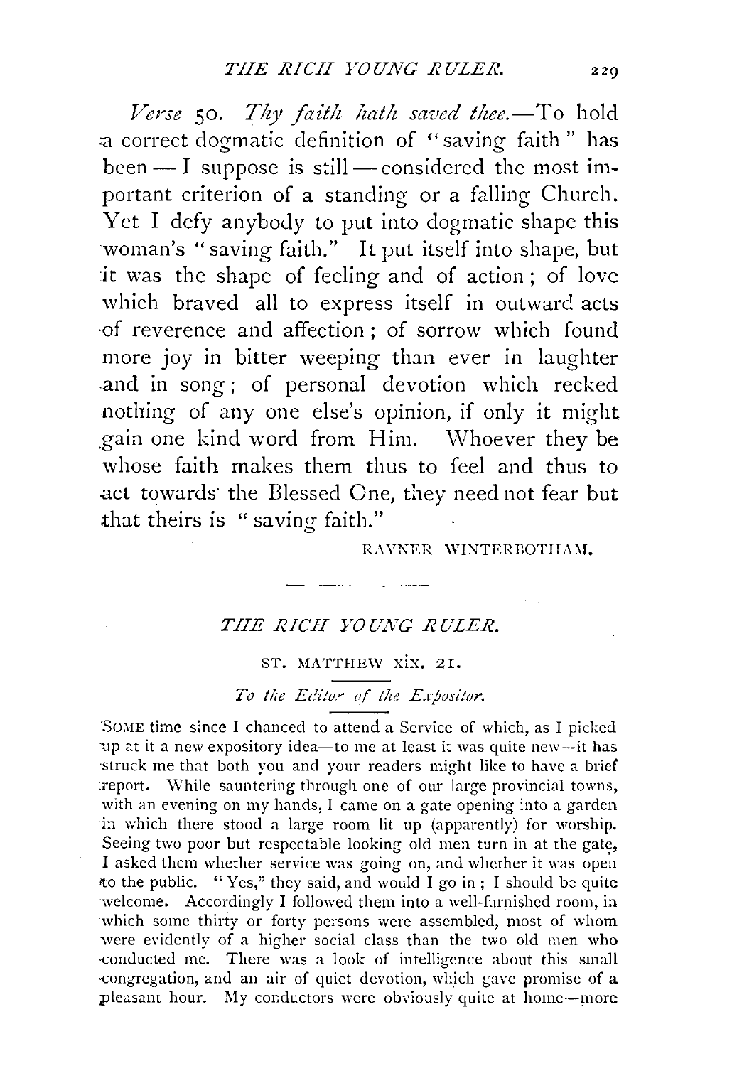*Verse* 50. *Thy faith hath saved thee.*—To hold a correct dogmatic definition of "saving faith" has been — I suppose is still — considered the most important criterion of a standing or a falling Church. Yet I defy anybody to put into dogmatic shape this woman's "saving faith." It put itself into shape, but it was the shape of feeling and of action; of love which braved all to express itself in outward acts of reverence and affection; of sorrow which found more joy in bitter weeping than ever in laughter and in song; of personal devotion which recked nothing of any one else's opinion, if only it might gain one kind word from Him. Whoever they be whose faith makes them thus to feel and thus to act towards the Blessed One, they need not fear but that theirs is "saving faith."

RAYNER WINTERBOTHAM.

---

## *THE RICH YOUNG RULER.*

### ST. MATTHEW xix. 21.

*To the Editor of the Expositor.*

SOME time since I chanced to attend a Service of which, as I picked up at it a new expository idea—to me at least it was quite new—it has struck me that both you and your readers might like to have a brief report. While sauntering through one of our large provincial towns, with an evening on my hands, I came on a gate opening into a garden in which there stood a large room lit up (apparently) for worship. Seeing two poor but respectable looking old men turn in at the gate, I asked them whether service was going on, and whether it was open to the public. "Yes," they said, and would I go in; I should be quite welcome. Accordingly I followed them into a well-furnished room, in which some thirty or forty persons were assembled, most of whom were evidently of a higher social class than the two old men who conducted me. There was a look of intelligence about this small congregation, and an air of quiet devotion, which gave promise of a pleasant hour. My conductors were obviously quite at home—more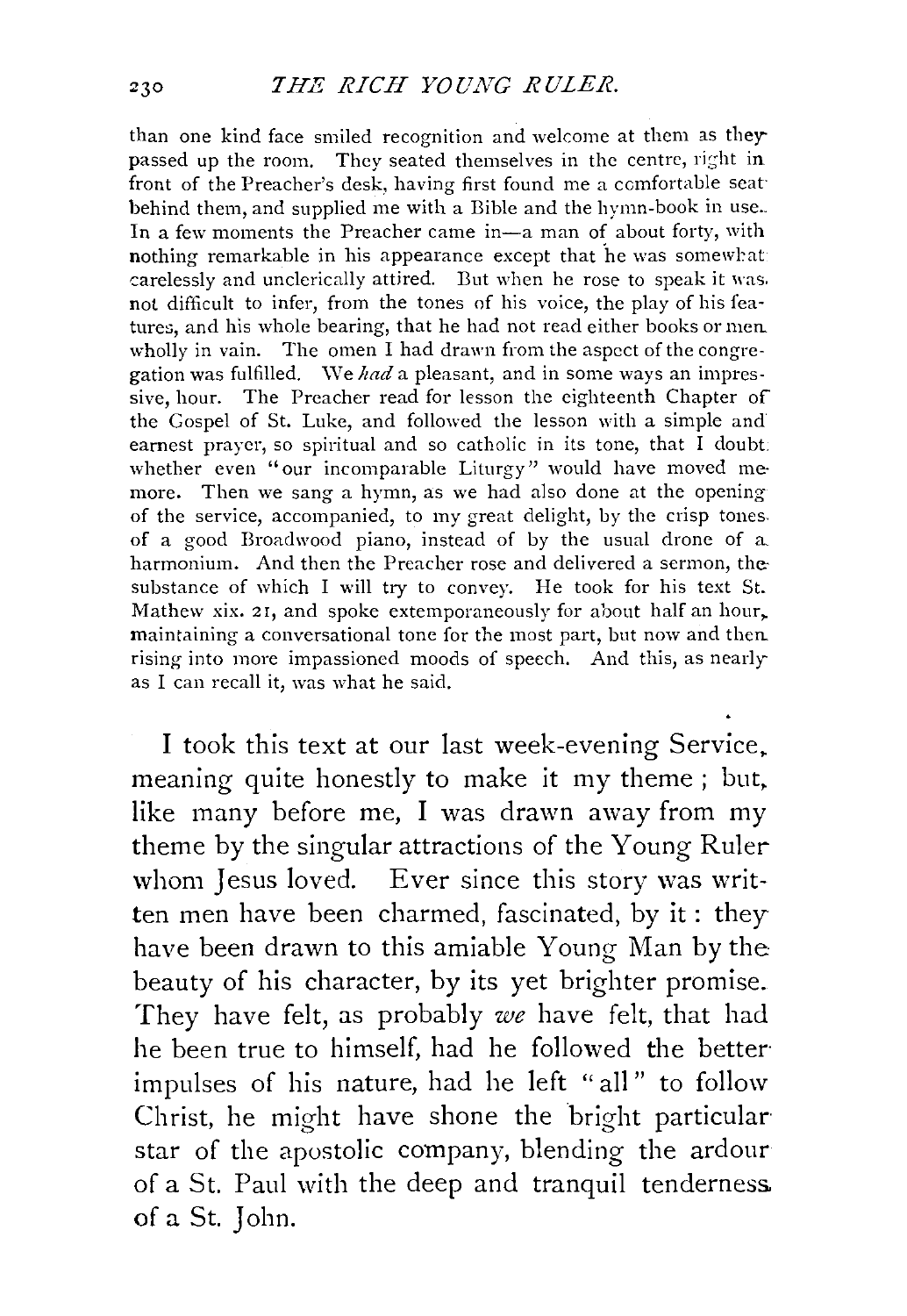than one kind face smiled recognition and welcome at them as they passed up the room. They seated themselves in the centre, right in front of the Preacher's desk, having first found me a comfortable seat behind them, and supplied me with a Bible and the hymn-book in use. In a few moments the Preacher came in—a man of about forty, with nothing remarkable in his appearance except that he was somewhat carelessly and unclerically attired. But when he rose to speak it was not difficult to infer, from the tones of his voice, the play of his features, and his whole bearing, that he had not read either books or men wholly in vain. The omen I had drawn from the aspect of the congregation was fulfilled. We *had* a pleasant, and in some ways an impressive, hour. The Preacher read for lesson the eighteenth Chapter of the Gospel of St. Luke, and followed the lesson with a simple and earnest prayer, so spiritual and so catholic in its tone, that I doubt whether even "our incomparable Liturgy" would have moved me more. Then we sang a hymn, as we had also done at the opening of the service, accompanied, to my great delight, by the crisp tones of a good Broadwood piano, instead of by the usual drone of a harmonium. And then the Preacher rose and delivered a sermon, the substance of which I will try to convey. He took for his text St. Mathew xix. 21, and spoke extemporaneously for about half an hour, maintaining a conversational tone for the most part, but now and then rising into more impassioned moods of speech. And this, as nearly as I can recall it, was what he said.

I took this text at our last week-evening Service, meaning quite honestly to make it my theme; but, like many before me, I was drawn away from my theme by the singular attractions of the Young Ruler whom Jesus loved. Ever since this story was written men have been charmed, fascinated, by it: they have been drawn to this amiable Young Man by the beauty of his character, by its yet brighter promise. They have felt, as probably *we* have felt, that had he been true to himself, had he followed the better impulses of his nature, had he left "all" to follow Christ, he might have shone the bright particular star of the apostolic company, blending the ardour of a St. Paul with the deep and tranquil tenderness of a St. John.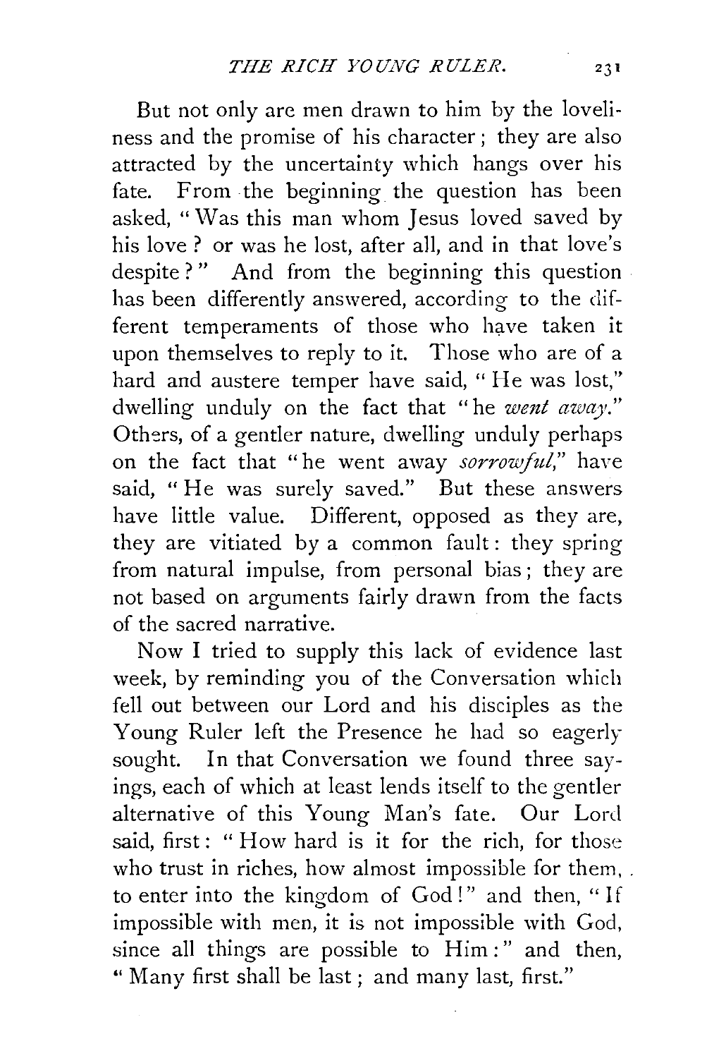But not only are men drawn to him by the loveliness and the promise of his character; they are also attracted by the uncertainty which hangs over his fate. From the beginning the question has been asked, "Was this man whom Jesus loved saved by his love? or was he lost, after all, and in that love's despite?" And from the beginning this question has been differently answered, according to the different temperaments of those who have taken it upon themselves to reply to it. Those who are of a hard and austere temper have said, "He was lost," dwelling unduly on the fact that "he *went away*." Others, of a gentler nature, dwelling unduly perhaps on the fact that "he went away *sorrowful*," have said, "He was surely saved." But these answers have little value. Different, opposed as they are, they are vitiated by a common fault: they spring from natural impulse, from personal bias; they are not based on arguments fairly drawn from the facts of the sacred narrative.

Now I tried to supply this lack of evidence last week, by reminding you of the Conversation which fell out between our Lord and his disciples as the Young Ruler left the Presence he had so eagerly sought. In that Conversation we found three sayings, each of which at least lends itself to the gentler alternative of this Young Man's fate. Our Lord said, first: "How hard is it for the rich, for those who trust in riches, how almost impossible for them, to enter into the kingdom of God!" and then, "If impossible with men, it is not impossible with God, since all things are possible to Him:" and then, "Many first shall be last; and many last, first."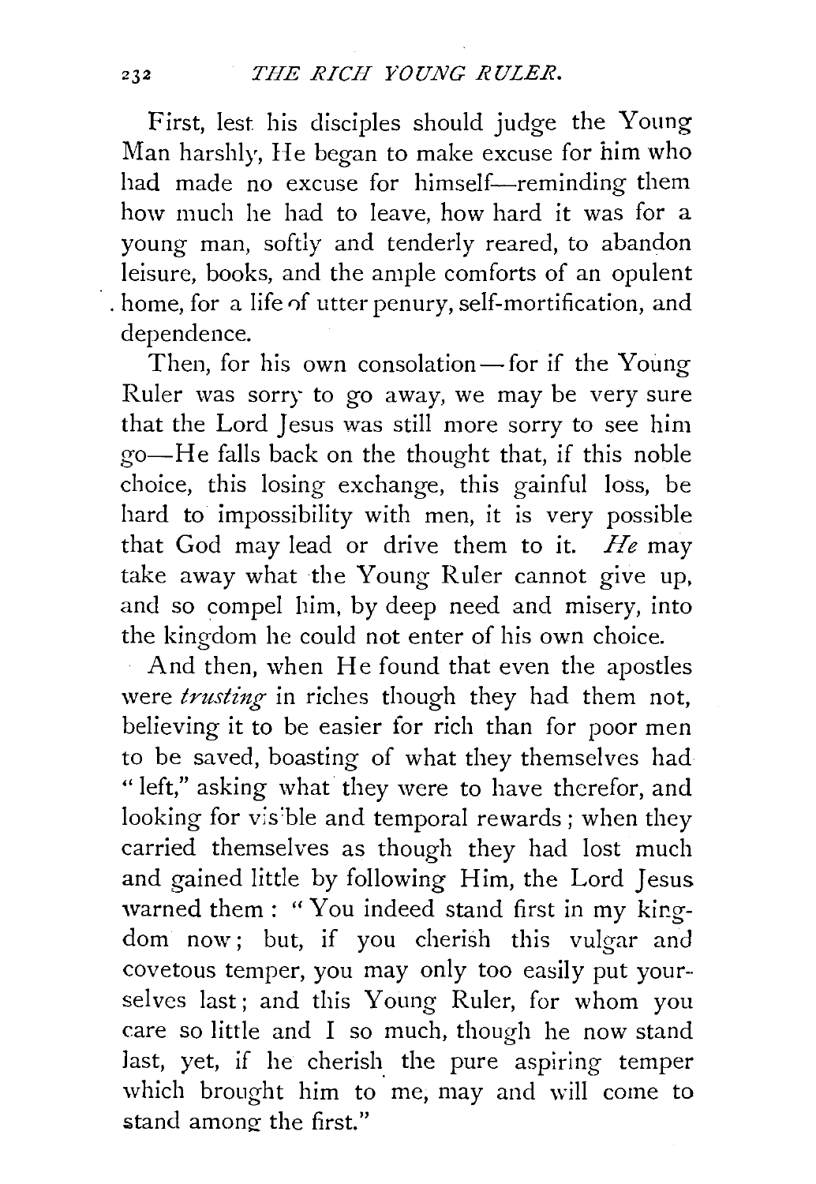First, lest his disciples should judge the Young Man harshly, He began to make excuse for him who had made no excuse for himself—reminding them how much he had to leave, how hard it was for a young man, softly and tenderly reared, to abandon leisure, books, and the ample comforts of an opulent home, for a life of utter penury, self-mortification, and dependence.

Then, for his own consolation—for if the Young Ruler was sorry to go away, we may be very sure that the Lord Jesus was still more sorry to see him go—He falls back on the thought that, if this noble choice, this losing exchange, this gainful loss, be hard to impossibility with men, it is very possible that God may lead or drive them to it. *He* may take away what the Young Ruler cannot give up, and so compel him, by deep need and misery, into the kingdom he could not enter of his own choice.

And then, when He found that even the apostles were *trusting* in riches though they had them not, believing it to be easier for rich than for poor men to be saved, boasting of what they themselves had "left," asking what they were to have therefor, and looking for visible and temporal rewards; when they carried themselves as though they had lost much and gained little by following Him, the Lord Jesus warned them: "You indeed stand first in my kingdom now; but, if you cherish this vulgar and covetous temper, you may only too easily put yourselves last; and this Young Ruler, for whom you care so little and I so much, though he now stand last, yet, if he cherish the pure aspiring temper which brought him to me, may and will come to stand among the first."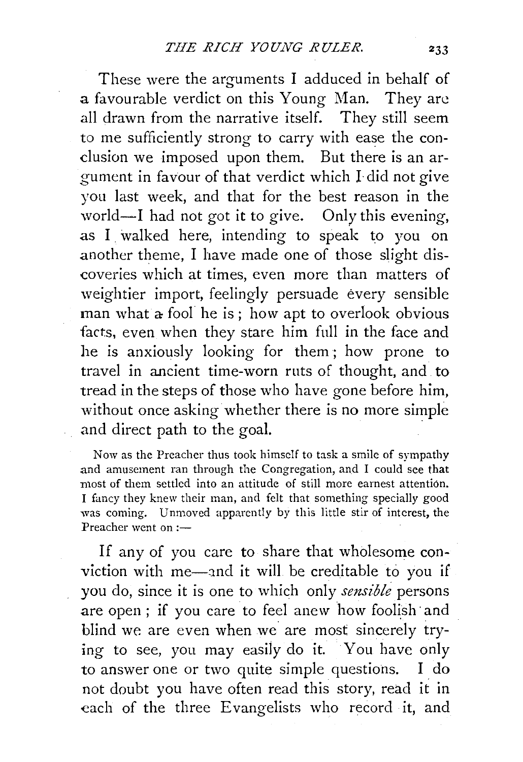These were the arguments I adduced in behalf of a favourable verdict on this Young Man. They are all drawn from the narrative itself. They still seem to me sufficiently strong to carry with ease the conclusion we imposed upon them. But there is an argument in favour of that verdict which I did not give you last week, and that for the best reason in the world—I had not got it to give. Only this evening, as I walked here, intending to speak to you on another theme, I have made one of those slight discoveries which at times, even more than matters of weightier import, feelingly persuade every sensible man what a fool he is; how apt to overlook obvious facts, even when they stare him full in the face and he is anxiously looking for them; how prone to travel in ancient time-worn ruts of thought, and to tread in the steps of those who have gone before him, without once asking whether there is no more simple and direct path to the goal.

Now as the Preacher thus took himself to task a smile of sympathy and amusement ran through the Congregation, and I could see that most of them settled into an attitude of still more earnest attention. I fancy they knew their man, and felt that something specially good was coming. Unmoved apparently by this little stir of interest, the Preacher went on :—

If any of you care to share that wholesome conviction with me—and it will be creditable to you if you do, since it is one to which only *sensible* persons are open ; if you care to feel anew how foolish and blind we are even when we are most sincerely trying to see, you may easily do it. You have only to answer one or two quite simple questions. I do not doubt you have often read this story, read it in each of the three Evangelists who record it, and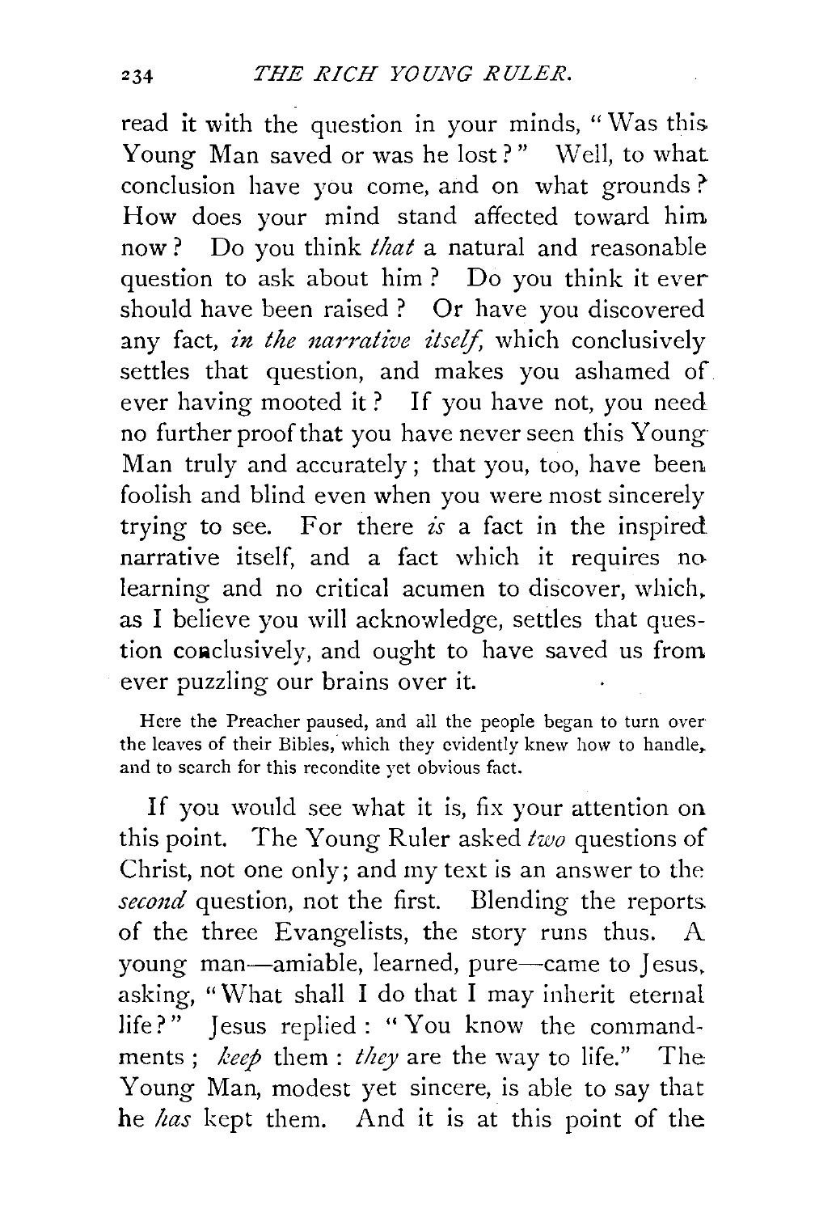read it with the question in your minds, "Was this Young Man saved or was he lost?" Well, to what conclusion have you come, and on what grounds? How does your mind stand affected toward him now? Do you think *that* a natural and reasonable question to ask about him? Do you think it ever should have been raised? Or have you discovered any fact, *in the narrative itself*, which conclusively settles that question, and makes you ashamed of ever having mooted it? If you have not, you need no further proof that you have never seen this Young Man truly and accurately; that you, too, have been foolish and blind even when you were most sincerely trying to see. For there *is* a fact in the inspired narrative itself, and a fact which it requires no learning and no critical acumen to discover, which, as I believe you will acknowledge, settles that question conclusively, and ought to have saved us from ever puzzling our brains over it.

Here the Preacher paused, and all the people began to turn over the leaves of their Bibles, which they evidently knew how to handle, and to search for this recondite yet obvious fact.

If you would see what it is, fix your attention on this point. The Young Ruler asked *two* questions of Christ, not one only; and my text is an answer to the *second* question, not the first. Blending the reports of the three Evangelists, the story runs thus. A young man—amiable, learned, pure—came to Jesus, asking, "What shall I do that I may inherit eternal life?" Jesus replied: "You know the commandments; *keep* them: *they* are the way to life." The Young Man, modest yet sincere, is able to say that he *has* kept them. And it is at this point of the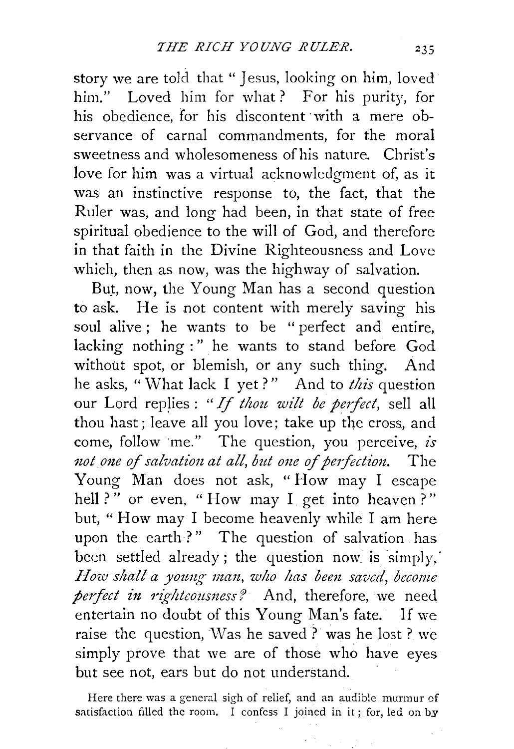story we are told that "Jesus, looking on him, loved him." Loved him for what? For his purity, for his obedience, for his discontent with a mere observance of carnal commandments, for the moral sweetness and wholesomeness of his nature. Christ's love for him was a virtual acknowledgment of, as it was an instinctive response to, the fact, that the Ruler was, and long had been, in that state of free spiritual obedience to the will of God, and therefore in that faith in the Divine Righteousness and Love which, then as now, was the highway of salvation.

But, now, the Young Man has a second question to ask. He is not content with merely saving his soul alive; he wants to be "perfect and entire, lacking nothing:" he wants to stand before God without spot, or blemish, or any such thing. And he asks, "What lack I yet?" And to *this* question our Lord replies: "*If thou wilt be perfect*, sell all thou hast; leave all you love; take up the cross, and come, follow me." The question, you perceive, *is not one of salvation at all, but one of perfection.* The Young Man does not ask, "How may I escape hell?" or even, "How may I get into heaven?" but, "How may I become heavenly while I am here upon the earth?" The question of salvation has been settled already; the question now is simply, *How shall a young man, who has been saved, become perfect in righteousness?* And, therefore, we need entertain no doubt of this Young Man's fate. If we raise the question, Was he saved? was he lost? we simply prove that we are of those who have eyes but see not, ears but do not understand.

Here there was a general sigh of relief, and an audible murmur of satisfaction filled the room. I confess I joined in it; for, led on by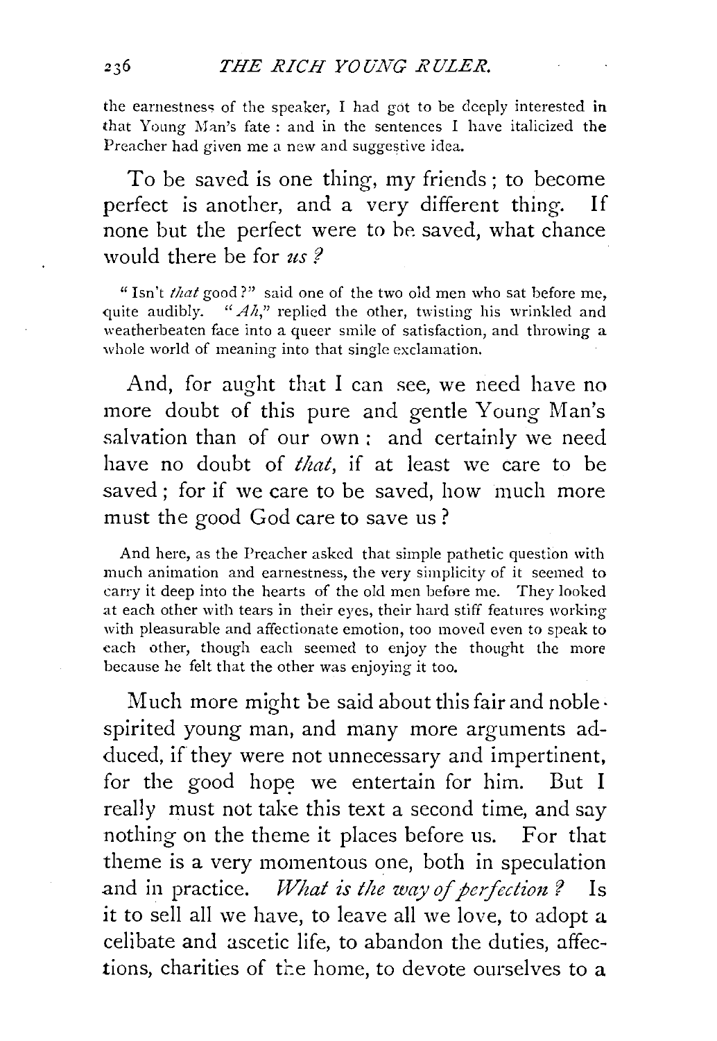the earnestness of the speaker, I had got to be deeply interested in that Young Man's fate: and in the sentences I have italicized the Preacher had given me a new and suggestive idea.

To be saved is one thing, my friends; to become perfect is another, and a very different thing. If none but the perfect were to be saved, what chance would there be for *us?*

"Isn't *that* good?" said one of the two old men who sat before me, quite audibly. "*Ah,*" replied the other, twisting his wrinkled and weatherbeaten face into a queer smile of satisfaction, and throwing a whole world of meaning into that single exclamation.

And, for aught that I can see, we need have no more doubt of this pure and gentle Young Man's salvation than of our own: and certainly we need have no doubt of *that,* if at least we care to be saved; for if we care to be saved, how much more must the good God care to save us?

And here, as the Preacher asked that simple pathetic question with much animation and earnestness, the very simplicity of it seemed to carry it deep into the hearts of the old men before me. They looked at each other with tears in their eyes, their hard stiff features working with pleasurable and affectionate emotion, too moved even to speak to each other, though each seemed to enjoy the thought the more because he felt that the other was enjoying it too.

Much more might be said about this fair and noble-spirited young man, and many more arguments adduced, if they were not unnecessary and impertinent, for the good hope we entertain for him. But I really must not take this text a second time, and say nothing on the theme it places before us. For that theme is a very momentous one, both in speculation and in practice. *What is the way of perfection?* Is it to sell all we have, to leave all we love, to adopt a celibate and ascetic life, to abandon the duties, affections, charities of the home, to devote ourselves to a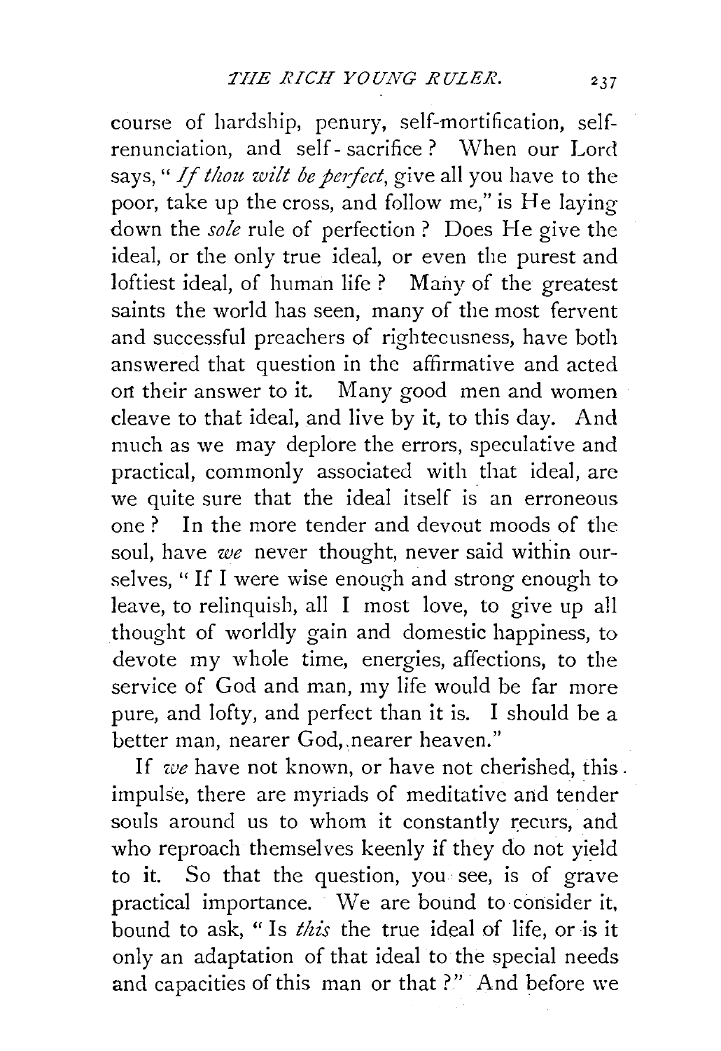course of hardship, penury, self-mortification, self-renunciation, and self-sacrifice? When our Lord says, "*If thou wilt be perfect*, give all you have to the poor, take up the cross, and follow me," is He laying down the *sole* rule of perfection? Does He give the ideal, or the only true ideal, or even the purest and loftiest ideal, of human life? Many of the greatest saints the world has seen, many of the most fervent and successful preachers of righteousness, have both answered that question in the affirmative and acted on their answer to it. Many good men and women cleave to that ideal, and live by it, to this day. And much as we may deplore the errors, speculative and practical, commonly associated with that ideal, are we quite sure that the ideal itself is an erroneous one? In the more tender and devout moods of the soul, have *we* never thought, never said within ourselves, "If I were wise enough and strong enough to leave, to relinquish, all I most love, to give up all thought of worldly gain and domestic happiness, to devote my whole time, energies, affections, to the service of God and man, my life would be far more pure, and lofty, and perfect than it is. I should be a better man, nearer God, nearer heaven."

If *we* have not known, or have not cherished, this impulse, there are myriads of meditative and tender souls around us to whom it constantly recurs, and who reproach themselves keenly if they do not yield to it. So that the question, you see, is of grave practical importance. We are bound to consider it, bound to ask, "Is *this* the true ideal of life, or is it only an adaptation of that ideal to the special needs and capacities of this man or that?" And before we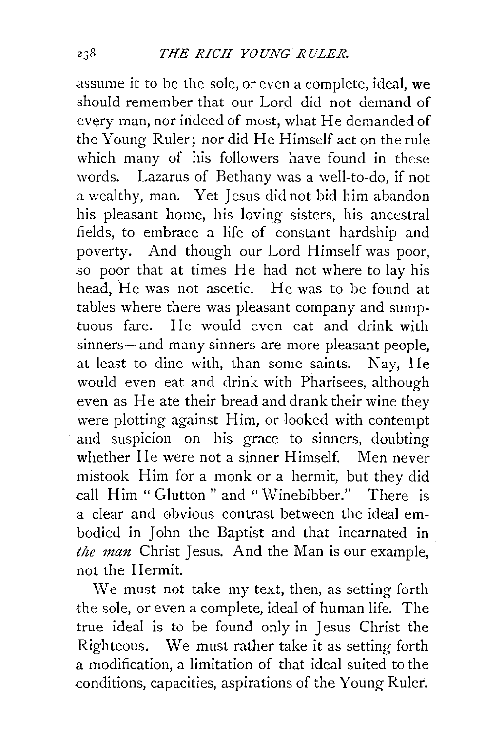assume it to be the sole, or even a complete, ideal, we should remember that our Lord did not demand of every man, nor indeed of most, what He demanded of the Young Ruler; nor did He Himself act on the rule which many of his followers have found in these words. Lazarus of Bethany was a well-to-do, if not a wealthy, man. Yet Jesus did not bid him abandon his pleasant home, his loving sisters, his ancestral fields, to embrace a life of constant hardship and poverty. And though our Lord Himself was poor, so poor that at times He had not where to lay his head, He was not ascetic. He was to be found at tables where there was pleasant company and sumptuous fare. He would even eat and drink with sinners—and many sinners are more pleasant people, at least to dine with, than some saints. Nay, He would even eat and drink with Pharisees, although even as He ate their bread and drank their wine they were plotting against Him, or looked with contempt and suspicion on his grace to sinners, doubting whether He were not a sinner Himself. Men never mistook Him for a monk or a hermit, but they did call Him "Glutton" and "Winebibber." There is a clear and obvious contrast between the ideal embodied in John the Baptist and that incarnated in *the man* Christ Jesus. And the Man is our example, not the Hermit.

We must not take my text, then, as setting forth the sole, or even a complete, ideal of human life. The true ideal is to be found only in Jesus Christ the Righteous. We must rather take it as setting forth a modification, a limitation of that ideal suited to the conditions, capacities, aspirations of the Young Ruler.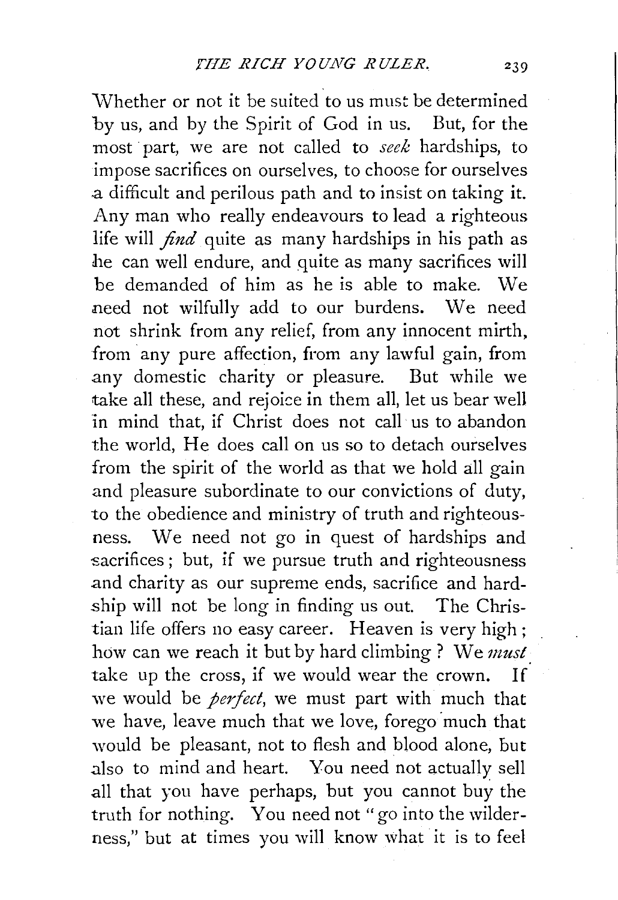Whether or not it be suited to us must be determined by us, and by the Spirit of God in us. But, for the most part, we are not called to *seek* hardships, to impose sacrifices on ourselves, to choose for ourselves a difficult and perilous path and to insist on taking it. Any man who really endeavours to lead a righteous life will *find* quite as many hardships in his path as he can well endure, and quite as many sacrifices will be demanded of him as he is able to make. We need not wilfully add to our burdens. We need not shrink from any relief, from any innocent mirth, from any pure affection, from any lawful gain, from any domestic charity or pleasure. But while we take all these, and rejoice in them all, let us bear well in mind that, if Christ does not call us to abandon the world, He does call on us so to detach ourselves from the spirit of the world as that we hold all gain and pleasure subordinate to our convictions of duty, to the obedience and ministry of truth and righteousness. We need not go in quest of hardships and sacrifices; but, if we pursue truth and righteousness and charity as our supreme ends, sacrifice and hardship will not be long in finding us out. The Christian life offers no easy career. Heaven is very high; how can we reach it but by hard climbing? We *must* take up the cross, if we would wear the crown. If we would be *perfect*, we must part with much that we have, leave much that we love, forego much that would be pleasant, not to flesh and blood alone, but also to mind and heart. You need not actually sell all that you have perhaps, but you cannot buy the truth for nothing. You need not "go into the wilderness," but at times you will know what it is to feel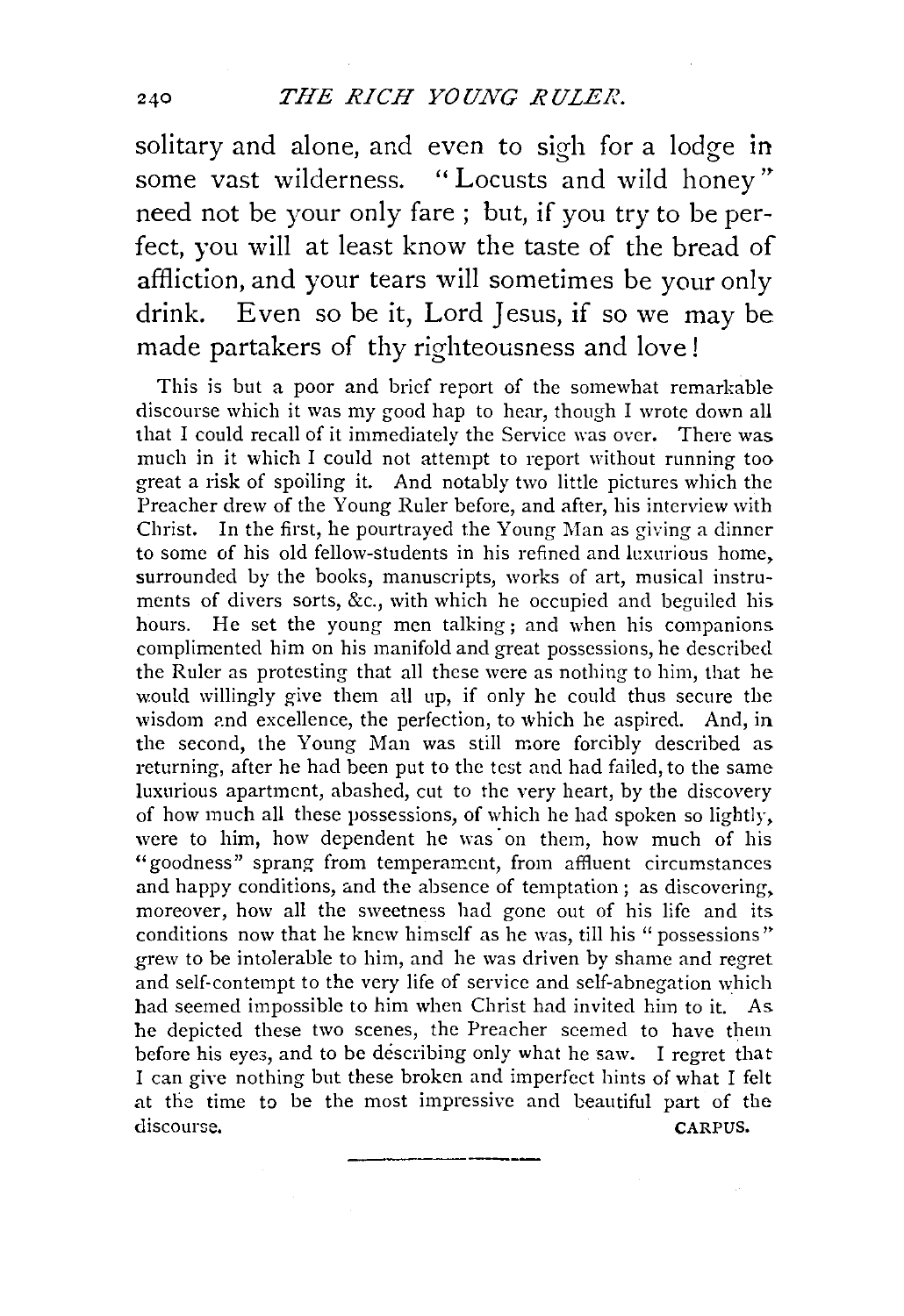solitary and alone, and even to sigh for a lodge in some vast wilderness. "Locusts and wild honey" need not be your only fare; but, if you try to be perfect, you will at least know the taste of the bread of affliction, and your tears will sometimes be your only drink. Even so be it, Lord Jesus, if so we may be made partakers of thy righteousness and love!

This is but a poor and brief report of the somewhat remarkable discourse which it was my good hap to hear, though I wrote down all that I could recall of it immediately the Service was over. There was much in it which I could not attempt to report without running too great a risk of spoiling it. And notably two little pictures which the Preacher drew of the Young Ruler before, and after, his interview with Christ. In the first, he pourtrayed the Young Man as giving a dinner to some of his old fellow-students in his refined and luxurious home, surrounded by the books, manuscripts, works of art, musical instruments of divers sorts, &c., with which he occupied and beguiled his hours. He set the young men talking; and when his companions complimented him on his manifold and great possessions, he described the Ruler as protesting that all these were as nothing to him, that he would willingly give them all up, if only he could thus secure the wisdom and excellence, the perfection, to which he aspired. And, in the second, the Young Man was still more forcibly described as returning, after he had been put to the test and had failed, to the same luxurious apartment, abashed, cut to the very heart, by the discovery of how much all these possessions, of which he had spoken so lightly, were to him, how dependent he was on them, how much of his "goodness" sprang from temperament, from affluent circumstances and happy conditions, and the absence of temptation; as discovering, moreover, how all the sweetness had gone out of his life and its conditions now that he knew himself as he was, till his "possessions" grew to be intolerable to him, and he was driven by shame and regret and self-contempt to the very life of service and self-abnegation which had seemed impossible to him when Christ had invited him to it. As he depicted these two scenes, the Preacher seemed to have them before his eyes, and to be describing only what he saw. I regret that I can give nothing but these broken and imperfect hints of what I felt at the time to be the most impressive and beautiful part of the discourse.

CARPUS.